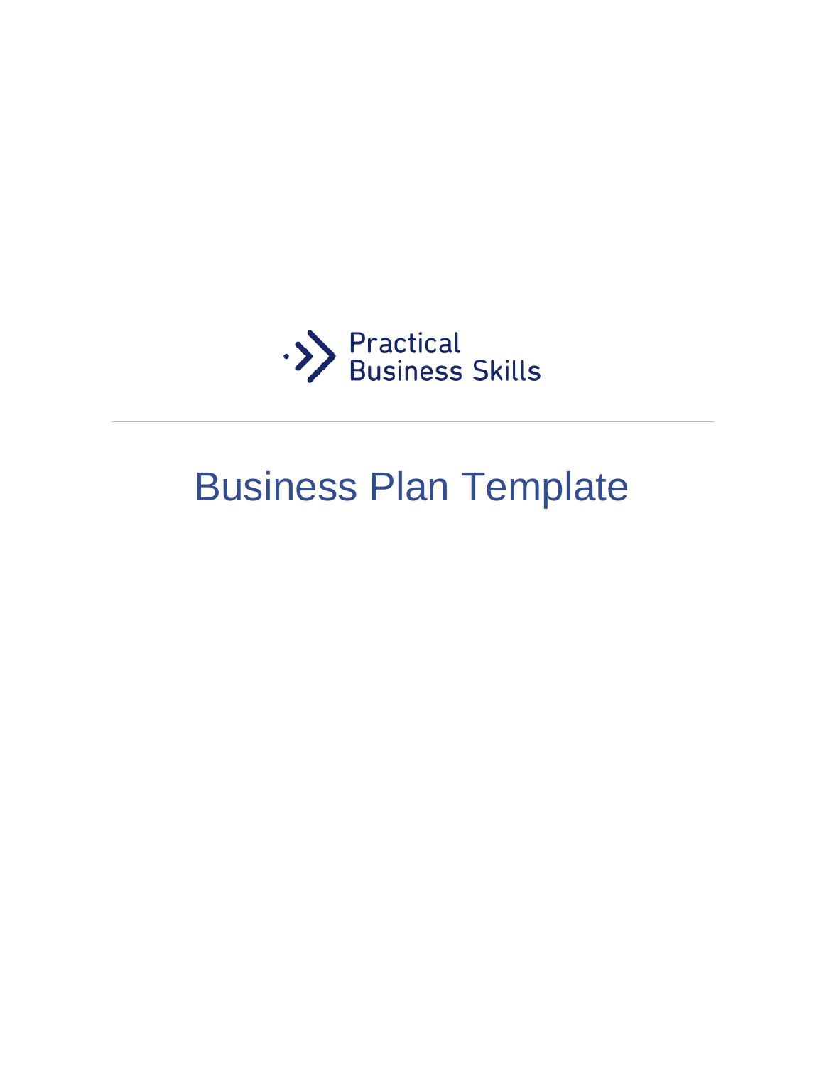Practical
Business Skills

---

# Business Plan Template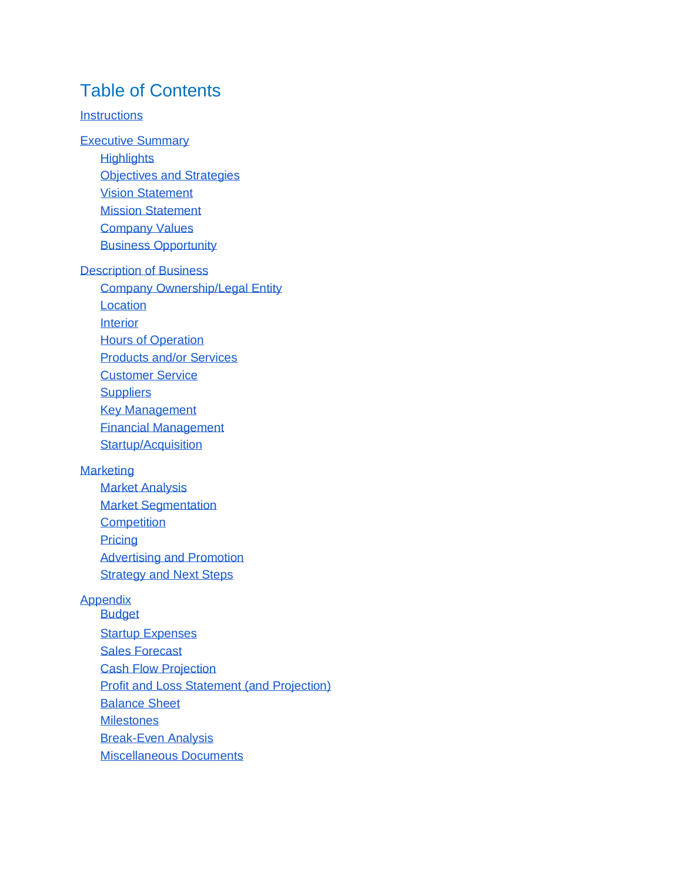# Table of Contents

Instructions

Executive Summary

- Highlights
- Objectives and Strategies
- Vision Statement
- Mission Statement
- Company Values
- Business Opportunity

Description of Business

- Company Ownership/Legal Entity
- Location
- Interior
- Hours of Operation
- Products and/or Services
- Customer Service
- Suppliers
- Key Management
- Financial Management
- Startup/Acquisition

Marketing

- Market Analysis
- Market Segmentation
- Competition
- Pricing
- Advertising and Promotion
- Strategy and Next Steps

Appendix

- Budget
- Startup Expenses
- Sales Forecast
- Cash Flow Projection
- Profit and Loss Statement (and Projection)
- Balance Sheet
- Milestones
- Break-Even Analysis
- Miscellaneous Documents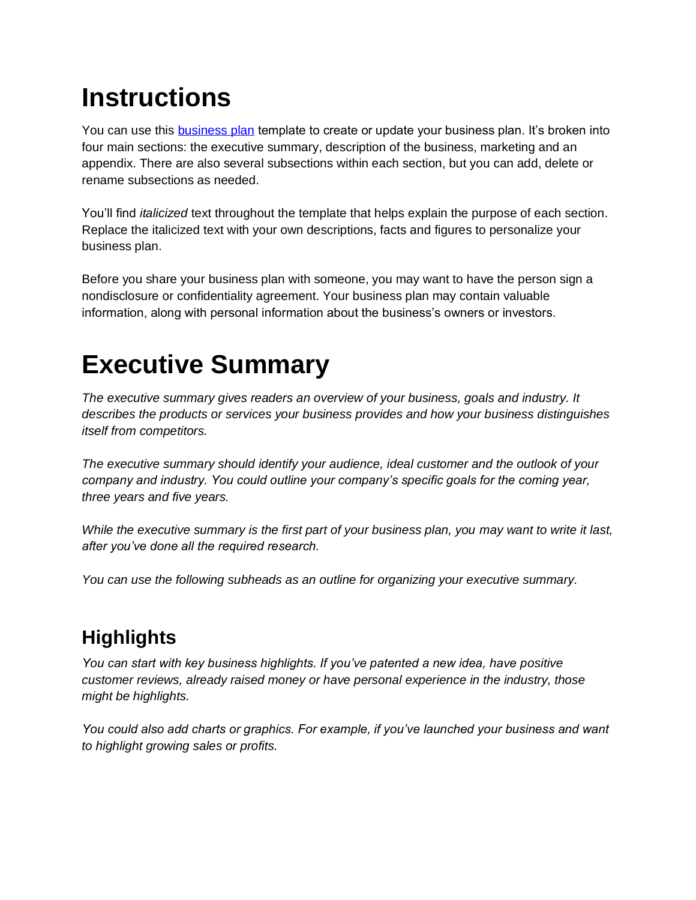# Instructions

You can use this [business plan](business plan) template to create or update your business plan. It's broken into four main sections: the executive summary, description of the business, marketing and an appendix. There are also several subsections within each section, but you can add, delete or rename subsections as needed.

You'll find *italicized* text throughout the template that helps explain the purpose of each section. Replace the italicized text with your own descriptions, facts and figures to personalize your business plan.

Before you share your business plan with someone, you may want to have the person sign a nondisclosure or confidentiality agreement. Your business plan may contain valuable information, along with personal information about the business's owners or investors.

# Executive Summary

*The executive summary gives readers an overview of your business, goals and industry. It describes the products or services your business provides and how your business distinguishes itself from competitors.*

*The executive summary should identify your audience, ideal customer and the outlook of your company and industry. You could outline your company's specific goals for the coming year, three years and five years.*

*While the executive summary is the first part of your business plan, you may want to write it last, after you've done all the required research.*

*You can use the following subheads as an outline for organizing your executive summary.*

## Highlights

*You can start with key business highlights. If you've patented a new idea, have positive customer reviews, already raised money or have personal experience in the industry, those might be highlights.*

*You could also add charts or graphics. For example, if you've launched your business and want to highlight growing sales or profits.*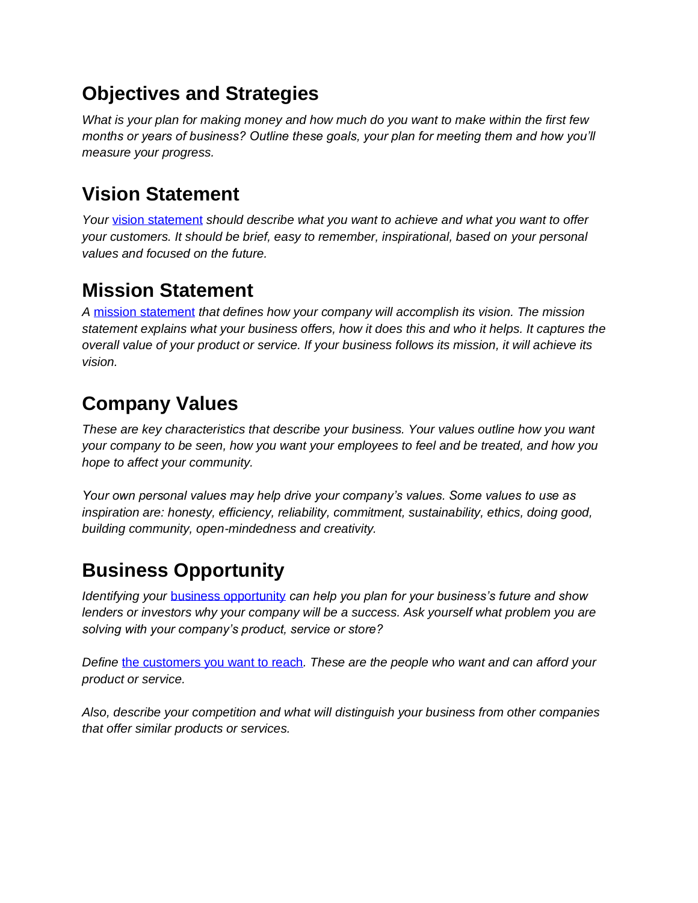## Objectives and Strategies

*What is your plan for making money and how much do you want to make within the first few months or years of business? Outline these goals, your plan for meeting them and how you'll measure your progress.*

## Vision Statement

*Your* vision statement *should describe what you want to achieve and what you want to offer your customers. It should be brief, easy to remember, inspirational, based on your personal values and focused on the future.*

## Mission Statement

*A* mission statement *that defines how your company will accomplish its vision. The mission statement explains what your business offers, how it does this and who it helps. It captures the overall value of your product or service. If your business follows its mission, it will achieve its vision.*

## Company Values

*These are key characteristics that describe your business. Your values outline how you want your company to be seen, how you want your employees to feel and be treated, and how you hope to affect your community.*

*Your own personal values may help drive your company's values. Some values to use as inspiration are: honesty, efficiency, reliability, commitment, sustainability, ethics, doing good, building community, open-mindedness and creativity.*

## Business Opportunity

*Identifying your* business opportunity *can help you plan for your business's future and show lenders or investors why your company will be a success. Ask yourself what problem you are solving with your company's product, service or store?*

*Define* the customers you want to reach*. These are the people who want and can afford your product or service.*

*Also, describe your competition and what will distinguish your business from other companies that offer similar products or services.*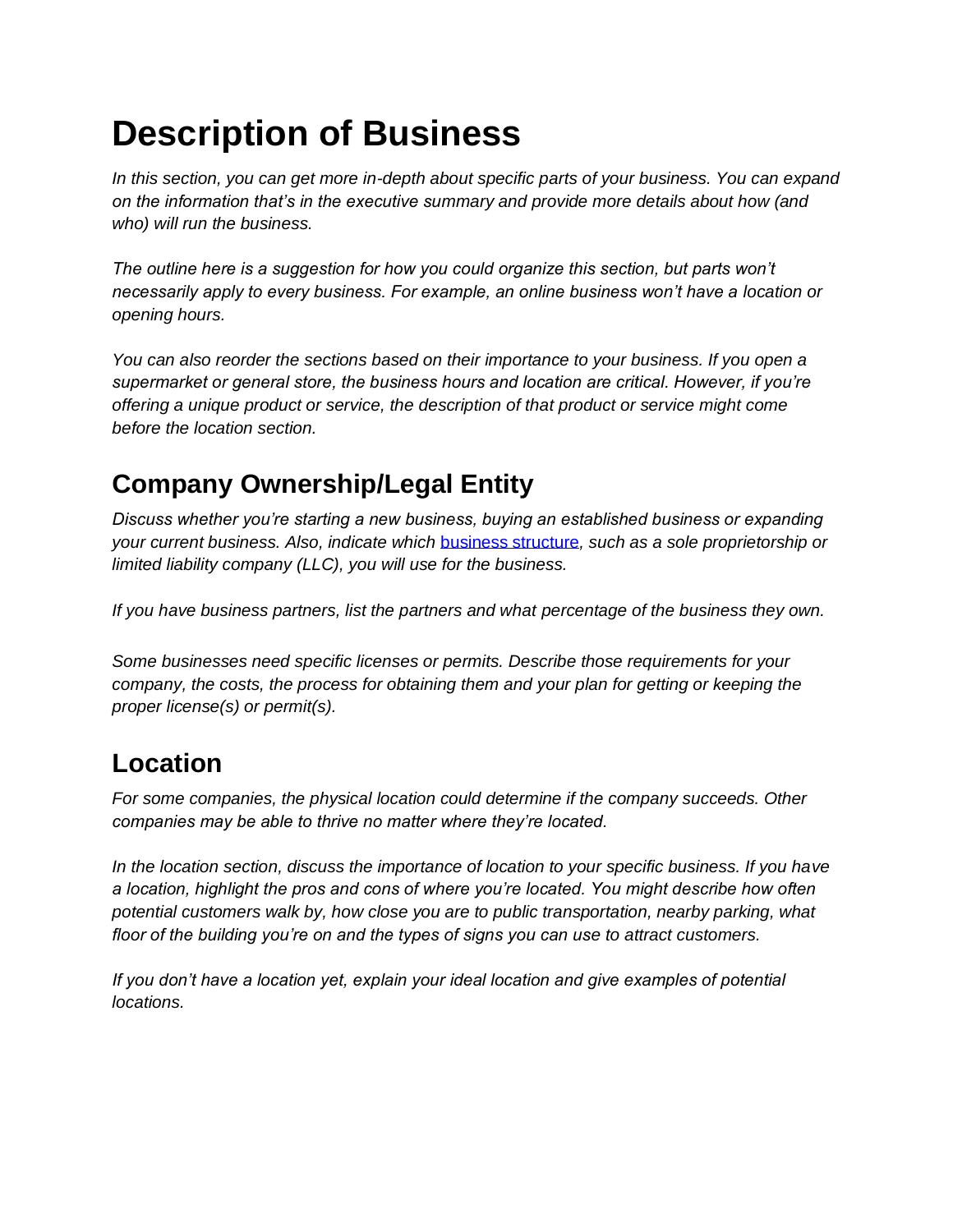# Description of Business

*In this section, you can get more in-depth about specific parts of your business. You can expand on the information that's in the executive summary and provide more details about how (and who) will run the business.*

*The outline here is a suggestion for how you could organize this section, but parts won't necessarily apply to every business. For example, an online business won't have a location or opening hours.*

*You can also reorder the sections based on their importance to your business. If you open a supermarket or general store, the business hours and location are critical. However, if you're offering a unique product or service, the description of that product or service might come before the location section.*

## Company Ownership/Legal Entity

*Discuss whether you're starting a new business, buying an established business or expanding your current business. Also, indicate which* business structure*, such as a sole proprietorship or limited liability company (LLC), you will use for the business.*

*If you have business partners, list the partners and what percentage of the business they own.*

*Some businesses need specific licenses or permits. Describe those requirements for your company, the costs, the process for obtaining them and your plan for getting or keeping the proper license(s) or permit(s).*

## Location

*For some companies, the physical location could determine if the company succeeds. Other companies may be able to thrive no matter where they're located.*

*In the location section, discuss the importance of location to your specific business. If you have a location, highlight the pros and cons of where you're located. You might describe how often potential customers walk by, how close you are to public transportation, nearby parking, what floor of the building you're on and the types of signs you can use to attract customers.*

*If you don't have a location yet, explain your ideal location and give examples of potential locations.*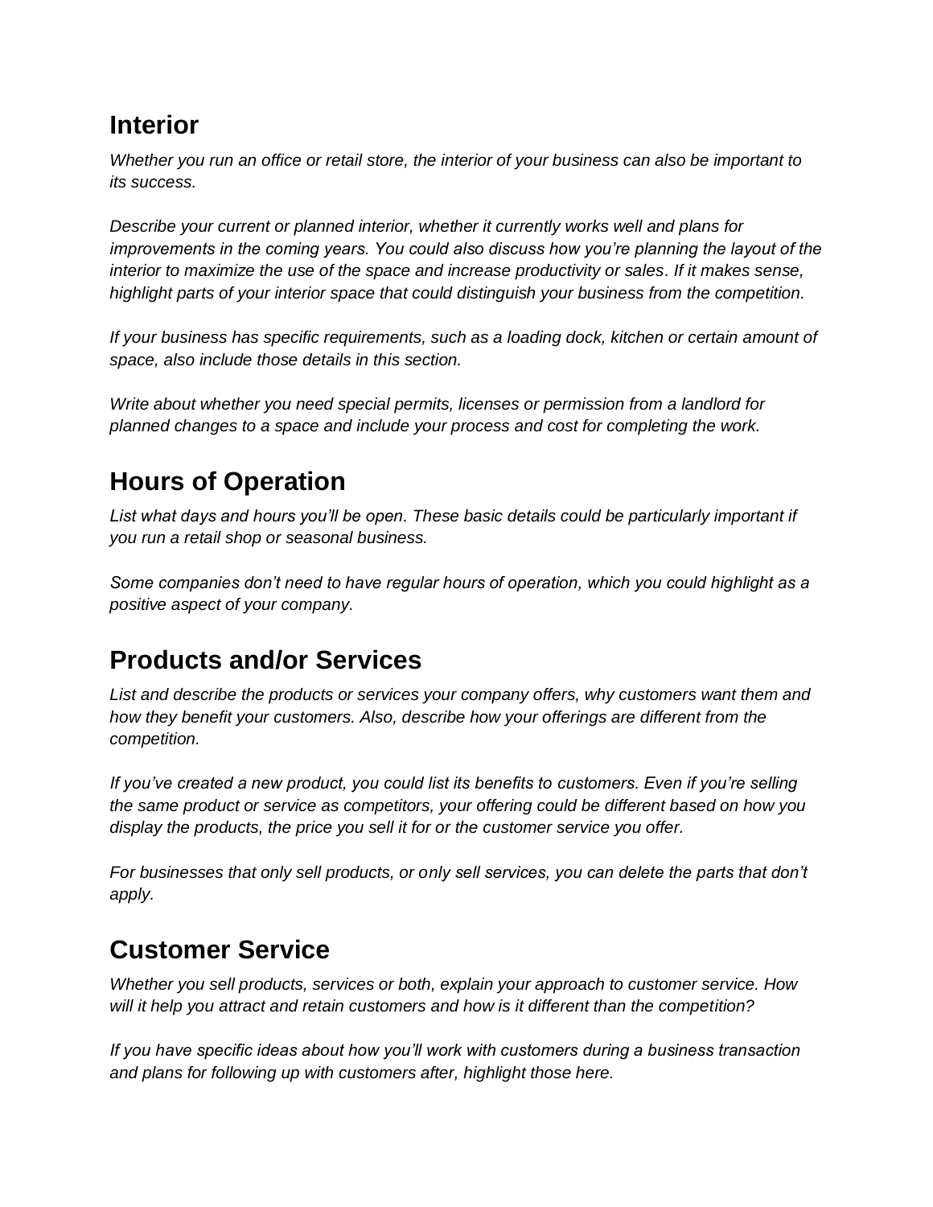## Interior

*Whether you run an office or retail store, the interior of your business can also be important to its success.*

*Describe your current or planned interior, whether it currently works well and plans for improvements in the coming years. You could also discuss how you're planning the layout of the interior to maximize the use of the space and increase productivity or sales. If it makes sense, highlight parts of your interior space that could distinguish your business from the competition.*

*If your business has specific requirements, such as a loading dock, kitchen or certain amount of space, also include those details in this section.*

*Write about whether you need special permits, licenses or permission from a landlord for planned changes to a space and include your process and cost for completing the work.*

## Hours of Operation

*List what days and hours you'll be open. These basic details could be particularly important if you run a retail shop or seasonal business.*

*Some companies don't need to have regular hours of operation, which you could highlight as a positive aspect of your company.*

## Products and/or Services

*List and describe the products or services your company offers, why customers want them and how they benefit your customers. Also, describe how your offerings are different from the competition.*

*If you've created a new product, you could list its benefits to customers. Even if you're selling the same product or service as competitors, your offering could be different based on how you display the products, the price you sell it for or the customer service you offer.*

*For businesses that only sell products, or only sell services, you can delete the parts that don't apply.*

## Customer Service

*Whether you sell products, services or both, explain your approach to customer service. How will it help you attract and retain customers and how is it different than the competition?*

*If you have specific ideas about how you'll work with customers during a business transaction and plans for following up with customers after, highlight those here.*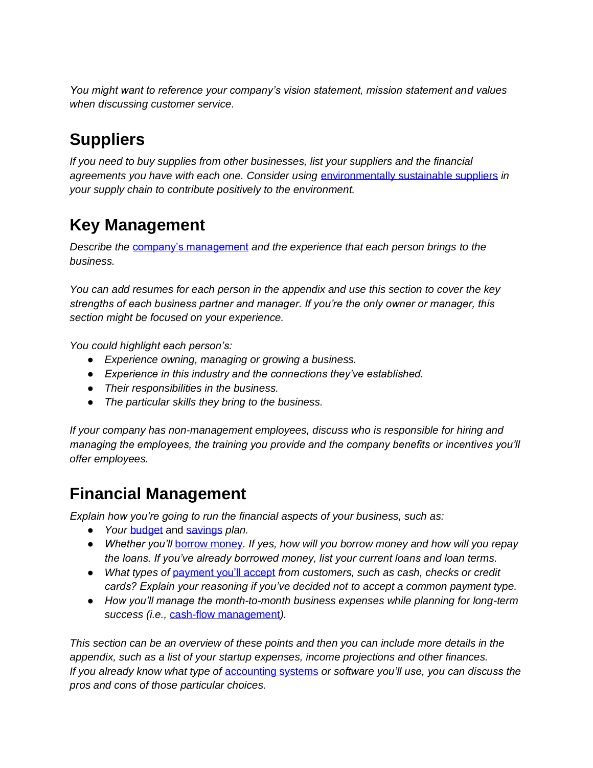*You might want to reference your company's vision statement, mission statement and values when discussing customer service.*

## Suppliers

*If you need to buy supplies from other businesses, list your suppliers and the financial agreements you have with each one. Consider using environmentally sustainable suppliers in your supply chain to contribute positively to the environment.*

## Key Management

*Describe the company's management and the experience that each person brings to the business.*

*You can add resumes for each person in the appendix and use this section to cover the key strengths of each business partner and manager. If you're the only owner or manager, this section might be focused on your experience.*

*You could highlight each person's:*

- *Experience owning, managing or growing a business.*
- *Experience in this industry and the connections they've established.*
- *Their responsibilities in the business.*
- *The particular skills they bring to the business.*

*If your company has non-management employees, discuss who is responsible for hiring and managing the employees, the training you provide and the company benefits or incentives you'll offer employees.*

## Financial Management

*Explain how you're going to run the financial aspects of your business, such as:*

- *Your* budget and savings *plan.*
- *Whether you'll borrow money. If yes, how will you borrow money and how will you repay the loans. If you've already borrowed money, list your current loans and loan terms.*
- *What types of payment you'll accept from customers, such as cash, checks or credit cards? Explain your reasoning if you've decided not to accept a common payment type.*
- *How you'll manage the month-to-month business expenses while planning for long-term success (i.e., cash-flow management).*

*This section can be an overview of these points and then you can include more details in the appendix, such as a list of your startup expenses, income projections and other finances. If you already know what type of accounting systems or software you'll use, you can discuss the pros and cons of those particular choices.*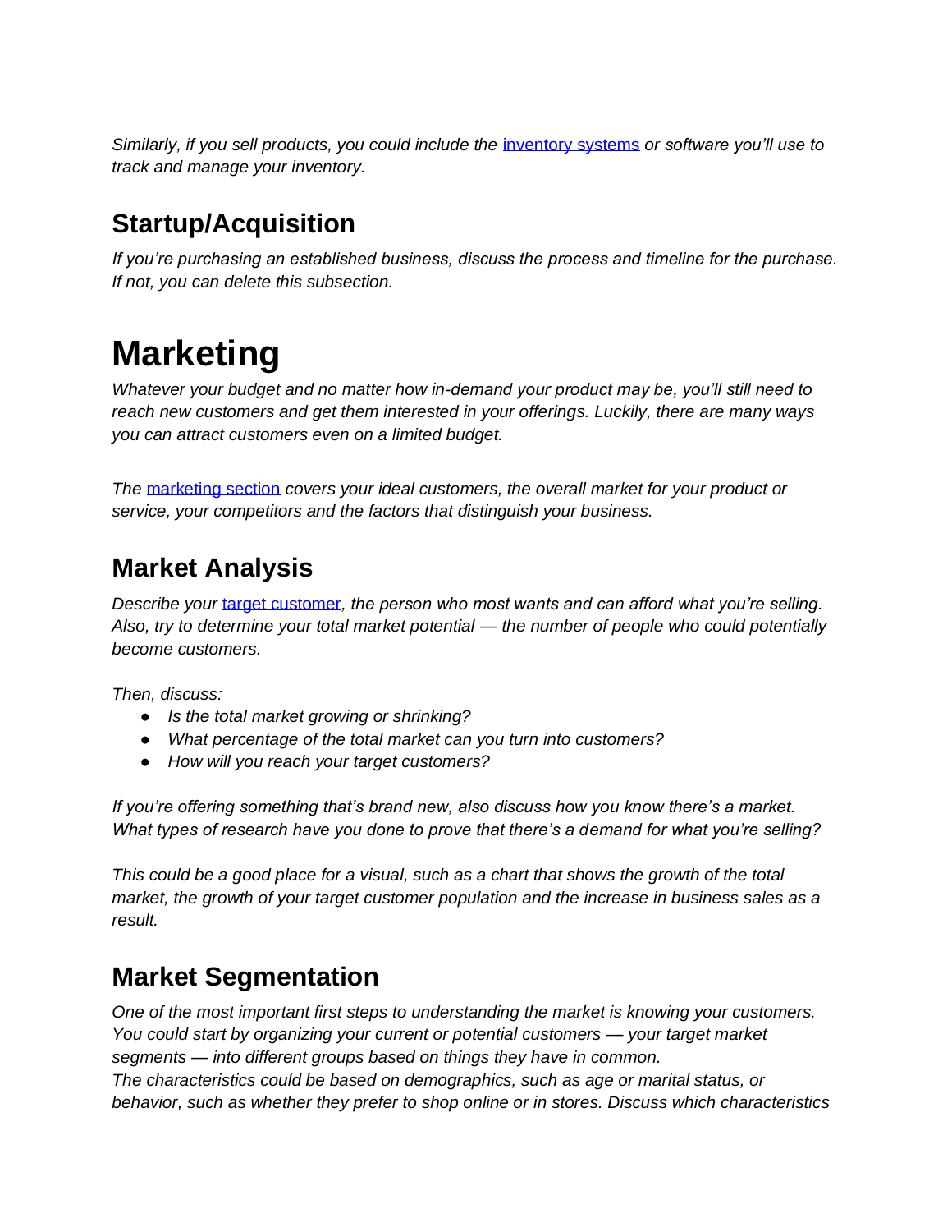*Similarly, if you sell products, you could include the [inventory systems] or software you'll use to track and manage your inventory.*

## Startup/Acquisition

*If you're purchasing an established business, discuss the process and timeline for the purchase. If not, you can delete this subsection.*

# Marketing

*Whatever your budget and no matter how in-demand your product may be, you'll still need to reach new customers and get them interested in your offerings. Luckily, there are many ways you can attract customers even on a limited budget.*

*The [marketing section] covers your ideal customers, the overall market for your product or service, your competitors and the factors that distinguish your business.*

## Market Analysis

*Describe your [target customer], the person who most wants and can afford what you're selling. Also, try to determine your total market potential — the number of people who could potentially become customers.*

*Then, discuss:*

- *Is the total market growing or shrinking?*
- *What percentage of the total market can you turn into customers?*
- *How will you reach your target customers?*

*If you're offering something that's brand new, also discuss how you know there's a market. What types of research have you done to prove that there's a demand for what you're selling?*

*This could be a good place for a visual, such as a chart that shows the growth of the total market, the growth of your target customer population and the increase in business sales as a result.*

## Market Segmentation

*One of the most important first steps to understanding the market is knowing your customers. You could start by organizing your current or potential customers — your target market segments — into different groups based on things they have in common.*
*The characteristics could be based on demographics, such as age or marital status, or behavior, such as whether they prefer to shop online or in stores. Discuss which characteristics*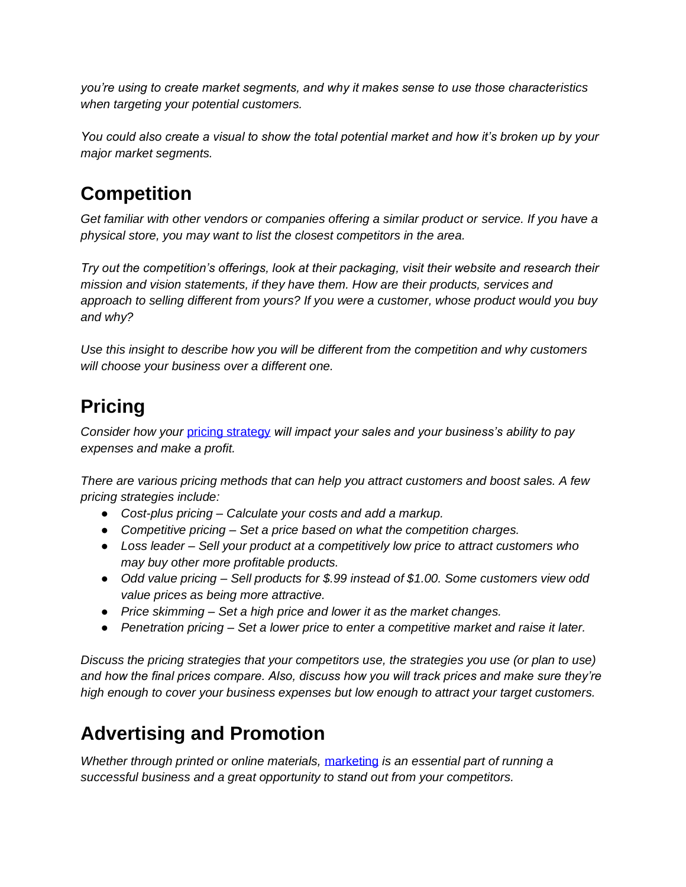*you're using to create market segments, and why it makes sense to use those characteristics when targeting your potential customers.*

*You could also create a visual to show the total potential market and how it's broken up by your major market segments.*

## Competition

*Get familiar with other vendors or companies offering a similar product or service. If you have a physical store, you may want to list the closest competitors in the area.*

*Try out the competition's offerings, look at their packaging, visit their website and research their mission and vision statements, if they have them. How are their products, services and approach to selling different from yours? If you were a customer, whose product would you buy and why?*

*Use this insight to describe how you will be different from the competition and why customers will choose your business over a different one.*

## Pricing

*Consider how your [pricing strategy](pricing strategy) will impact your sales and your business's ability to pay expenses and make a profit.*

*There are various pricing methods that can help you attract customers and boost sales. A few pricing strategies include:*

- *Cost-plus pricing – Calculate your costs and add a markup.*
- *Competitive pricing – Set a price based on what the competition charges.*
- *Loss leader – Sell your product at a competitively low price to attract customers who may buy other more profitable products.*
- *Odd value pricing – Sell products for $.99 instead of $1.00. Some customers view odd value prices as being more attractive.*
- *Price skimming – Set a high price and lower it as the market changes.*
- *Penetration pricing – Set a lower price to enter a competitive market and raise it later.*

*Discuss the pricing strategies that your competitors use, the strategies you use (or plan to use) and how the final prices compare. Also, discuss how you will track prices and make sure they're high enough to cover your business expenses but low enough to attract your target customers.*

## Advertising and Promotion

*Whether through printed or online materials, [marketing](marketing) is an essential part of running a successful business and a great opportunity to stand out from your competitors.*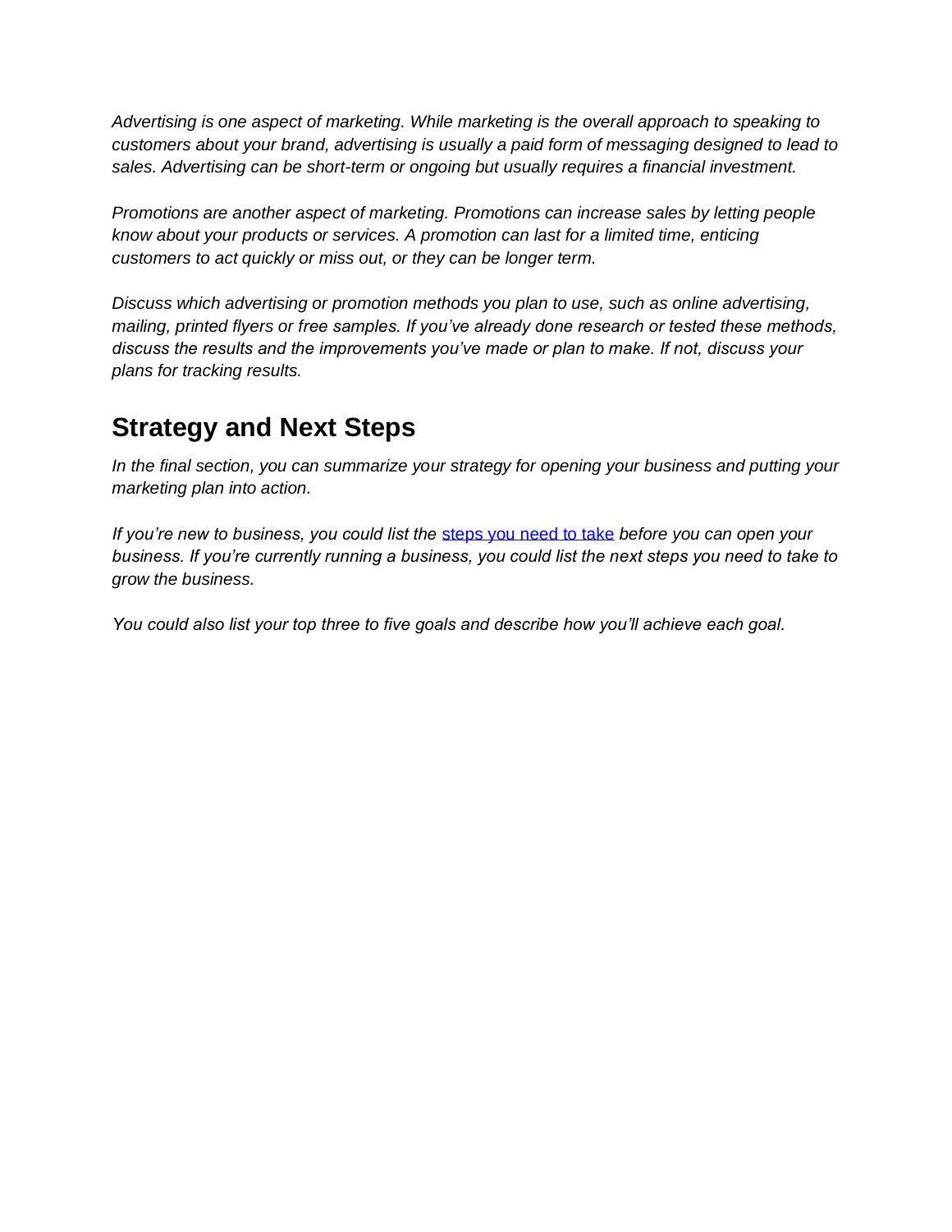*Advertising is one aspect of marketing. While marketing is the overall approach to speaking to customers about your brand, advertising is usually a paid form of messaging designed to lead to sales. Advertising can be short-term or ongoing but usually requires a financial investment.*

*Promotions are another aspect of marketing. Promotions can increase sales by letting people know about your products or services. A promotion can last for a limited time, enticing customers to act quickly or miss out, or they can be longer term.*

*Discuss which advertising or promotion methods you plan to use, such as online advertising, mailing, printed flyers or free samples. If you've already done research or tested these methods, discuss the results and the improvements you've made or plan to make. If not, discuss your plans for tracking results.*

## Strategy and Next Steps

*In the final section, you can summarize your strategy for opening your business and putting your marketing plan into action.*

*If you're new to business, you could list the* steps you need to take *before you can open your business. If you're currently running a business, you could list the next steps you need to take to grow the business.*

*You could also list your top three to five goals and describe how you'll achieve each goal.*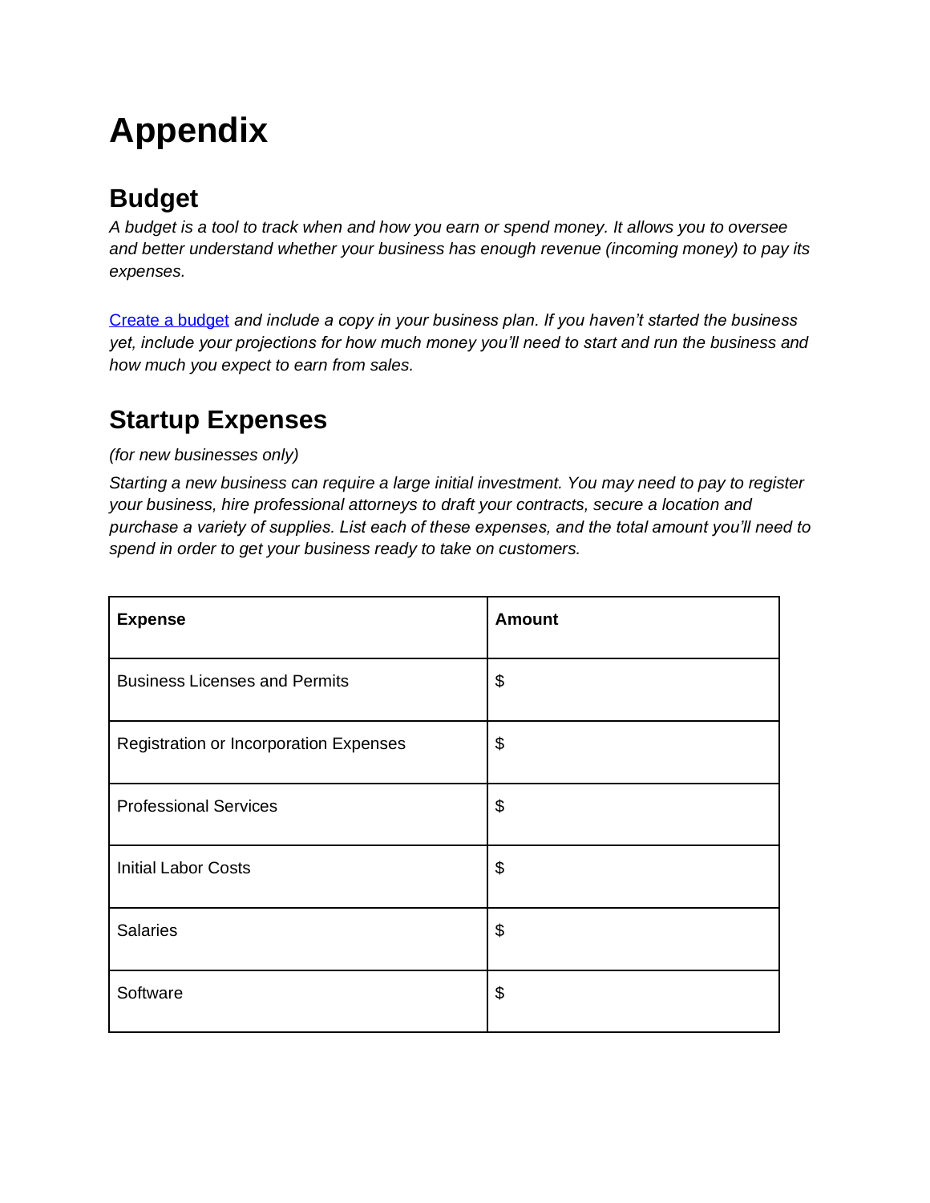# Appendix

## Budget

*A budget is a tool to track when and how you earn or spend money. It allows you to oversee and better understand whether your business has enough revenue (incoming money) to pay its expenses.*

Create a budget *and include a copy in your business plan. If you haven't started the business yet, include your projections for how much money you'll need to start and run the business and how much you expect to earn from sales.*

## Startup Expenses

*(for new businesses only)*

*Starting a new business can require a large initial investment. You may need to pay to register your business, hire professional attorneys to draft your contracts, secure a location and purchase a variety of supplies. List each of these expenses, and the total amount you'll need to spend in order to get your business ready to take on customers.*

| **Expense** | **Amount** |
|---|---|
| Business Licenses and Permits | $ |
| Registration or Incorporation Expenses | $ |
| Professional Services | $ |
| Initial Labor Costs | $ |
| Salaries | $ |
| Software | $ |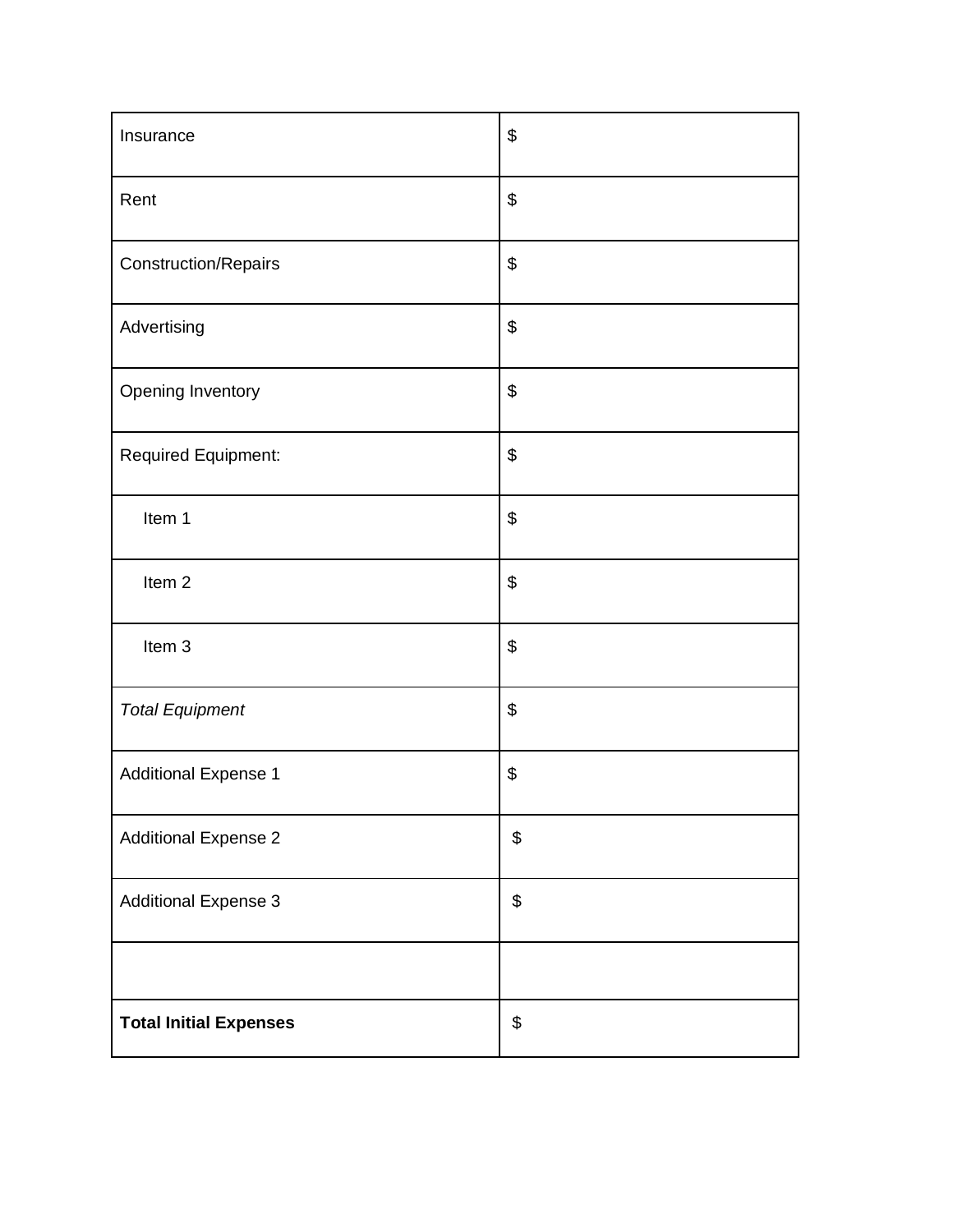| | |
|---|---|
| Insurance | $ |
| Rent | $ |
| Construction/Repairs | $ |
| Advertising | $ |
| Opening Inventory | $ |
| Required Equipment: | $ |
| Item 1 | $ |
| Item 2 | $ |
| Item 3 | $ |
| *Total Equipment* | $ |
| Additional Expense 1 | $ |
| Additional Expense 2 | $ |
| Additional Expense 3 | $ |
| | |
| **Total Initial Expenses** | $ |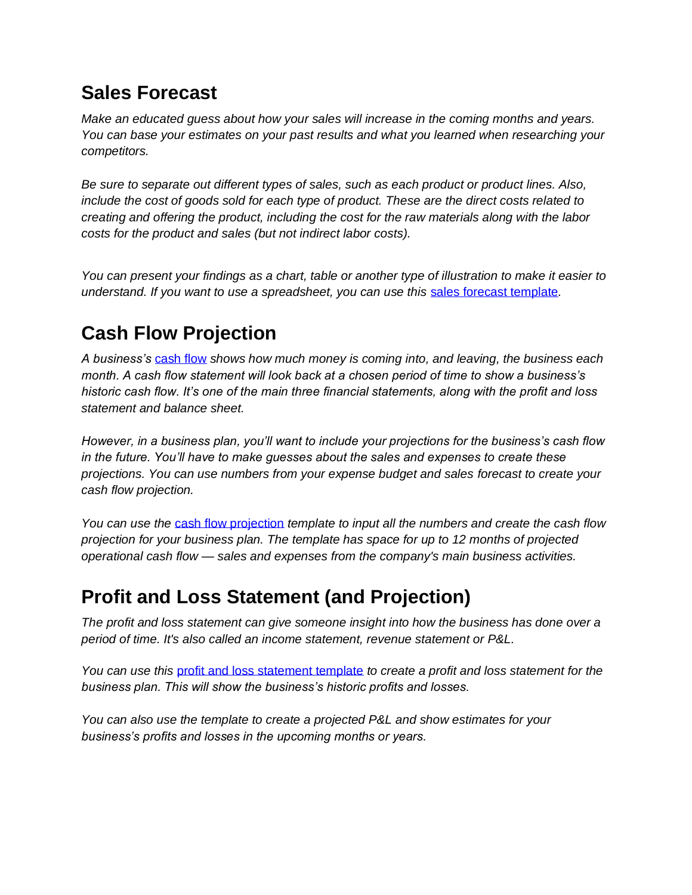## Sales Forecast

*Make an educated guess about how your sales will increase in the coming months and years. You can base your estimates on your past results and what you learned when researching your competitors.*

*Be sure to separate out different types of sales, such as each product or product lines. Also, include the cost of goods sold for each type of product. These are the direct costs related to creating and offering the product, including the cost for the raw materials along with the labor costs for the product and sales (but not indirect labor costs).*

*You can present your findings as a chart, table or another type of illustration to make it easier to understand. If you want to use a spreadsheet, you can use this* sales forecast template*.*

## Cash Flow Projection

*A business's* cash flow *shows how much money is coming into, and leaving, the business each month. A cash flow statement will look back at a chosen period of time to show a business's historic cash flow. It's one of the main three financial statements, along with the profit and loss statement and balance sheet.*

*However, in a business plan, you'll want to include your projections for the business's cash flow in the future. You'll have to make guesses about the sales and expenses to create these projections. You can use numbers from your expense budget and sales forecast to create your cash flow projection.*

*You can use the* cash flow projection *template to input all the numbers and create the cash flow projection for your business plan. The template has space for up to 12 months of projected operational cash flow — sales and expenses from the company's main business activities.*

## Profit and Loss Statement (and Projection)

*The profit and loss statement can give someone insight into how the business has done over a period of time. It's also called an income statement, revenue statement or P&L.*

*You can use this* profit and loss statement template *to create a profit and loss statement for the business plan. This will show the business's historic profits and losses.*

*You can also use the template to create a projected P&L and show estimates for your business's profits and losses in the upcoming months or years.*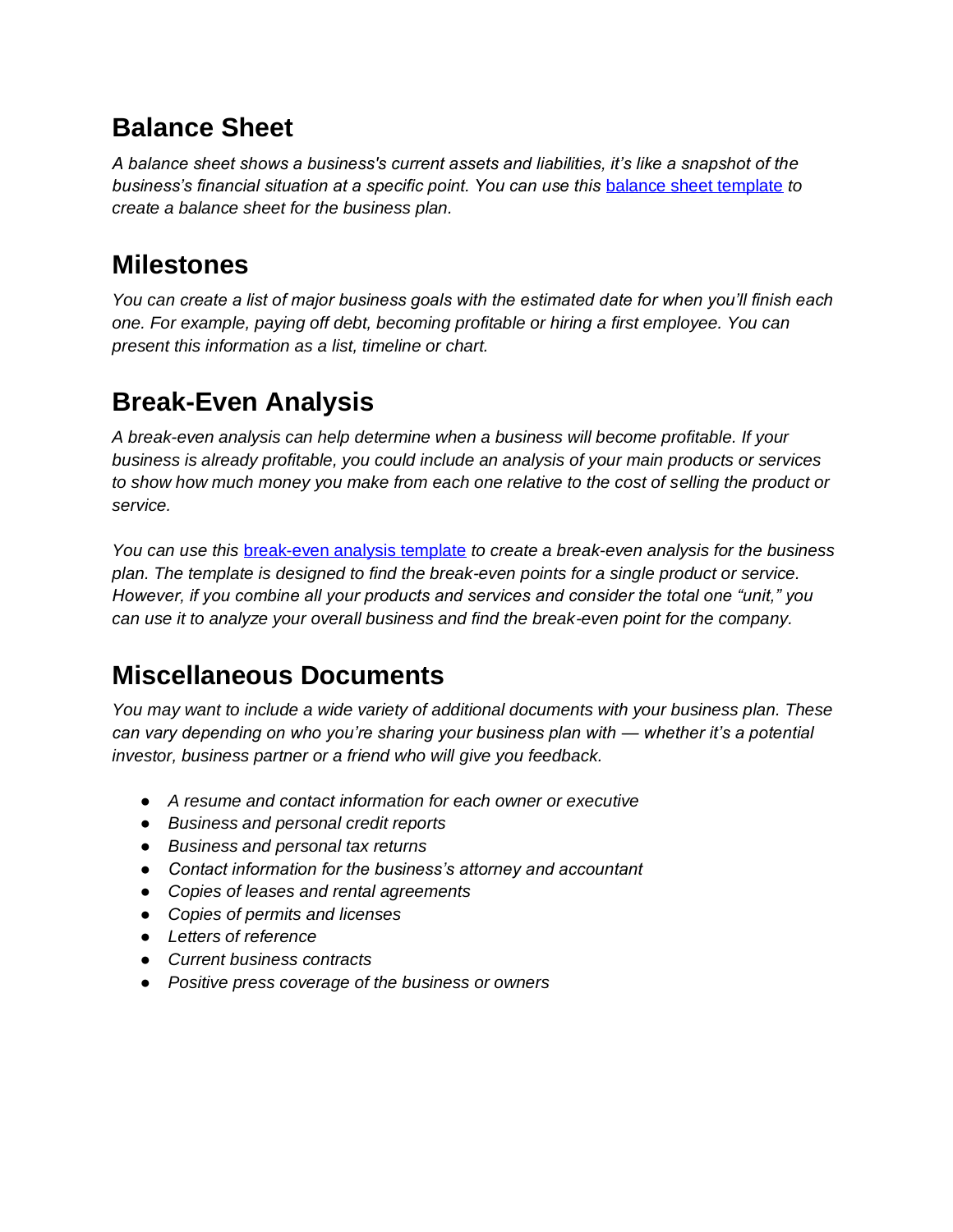## Balance Sheet

*A balance sheet shows a business's current assets and liabilities, it's like a snapshot of the business's financial situation at a specific point. You can use this* [balance sheet template] *to create a balance sheet for the business plan.*

## Milestones

*You can create a list of major business goals with the estimated date for when you'll finish each one. For example, paying off debt, becoming profitable or hiring a first employee. You can present this information as a list, timeline or chart.*

## Break-Even Analysis

*A break-even analysis can help determine when a business will become profitable. If your business is already profitable, you could include an analysis of your main products or services to show how much money you make from each one relative to the cost of selling the product or service.*

*You can use this* [break-even analysis template] *to create a break-even analysis for the business plan. The template is designed to find the break-even points for a single product or service. However, if you combine all your products and services and consider the total one "unit," you can use it to analyze your overall business and find the break-even point for the company.*

## Miscellaneous Documents

*You may want to include a wide variety of additional documents with your business plan. These can vary depending on who you're sharing your business plan with — whether it's a potential investor, business partner or a friend who will give you feedback.*

- *A resume and contact information for each owner or executive*
- *Business and personal credit reports*
- *Business and personal tax returns*
- *Contact information for the business's attorney and accountant*
- *Copies of leases and rental agreements*
- *Copies of permits and licenses*
- *Letters of reference*
- *Current business contracts*
- *Positive press coverage of the business or owners*